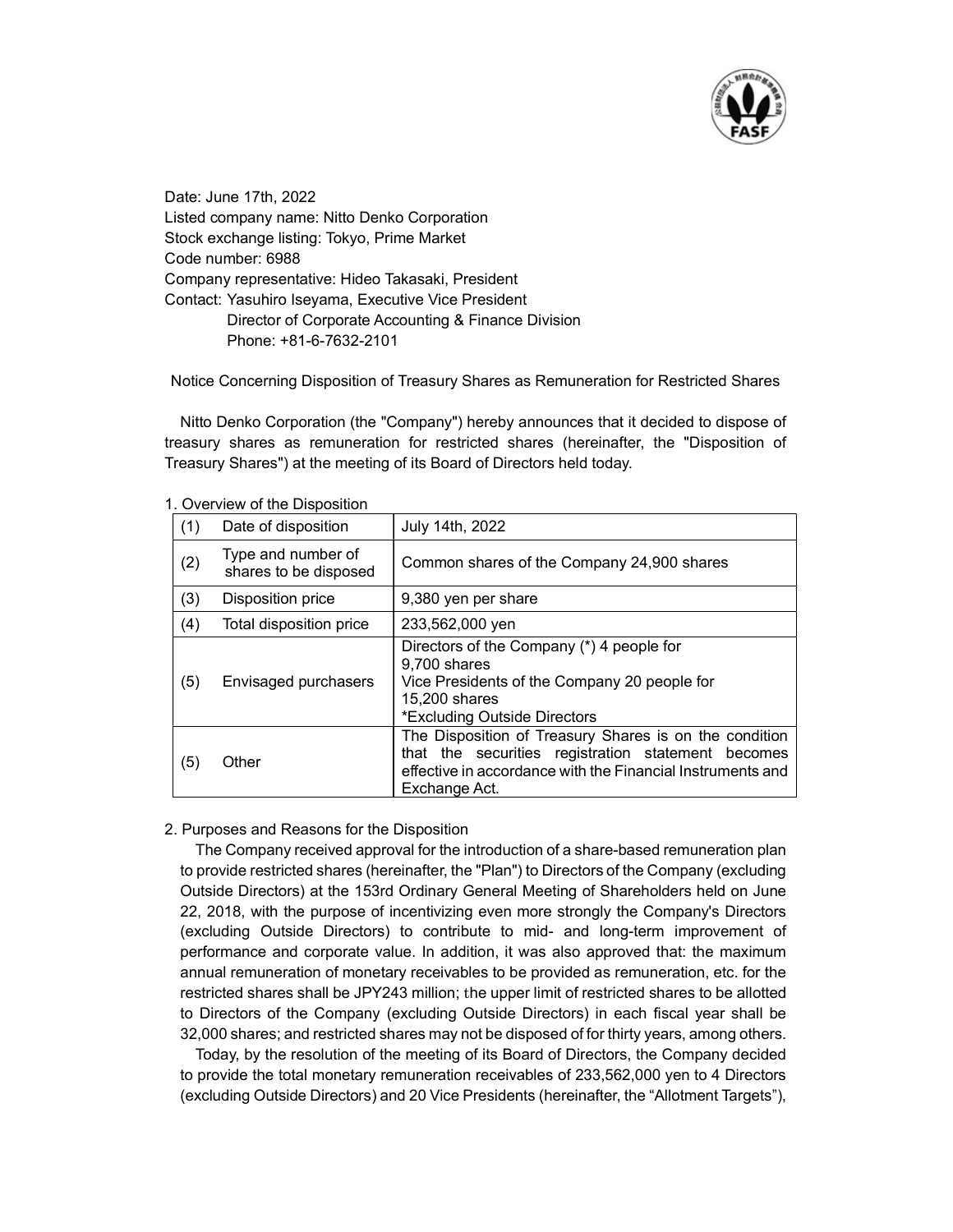Date: June 17th, 2022
Listed company name: Nitto Denko Corporation
Stock exchange listing: Tokyo, Prime Market
Code number: 6988
Company representative: Hideo Takasaki, President
Contact: Yasuhiro Iseyama, Executive Vice President
Director of Corporate Accounting & Finance Division
Phone: +81-6-7632-2101

## Notice Concerning Disposition of Treasury Shares as Remuneration for Restricted Shares

Nitto Denko Corporation (the "Company") hereby announces that it decided to dispose of treasury shares as remuneration for restricted shares (hereinafter, the "Disposition of Treasury Shares") at the meeting of its Board of Directors held today.

### 1. Overview of the Disposition

| | | |
|---|---|---|
| (1) | Date of disposition | July 14th, 2022 |
| (2) | Type and number of shares to be disposed | Common shares of the Company 24,900 shares |
| (3) | Disposition price | 9,380 yen per share |
| (4) | Total disposition price | 233,562,000 yen |
| (5) | Envisaged purchasers | Directors of the Company (*) 4 people for 9,700 shares<br>Vice Presidents of the Company 20 people for 15,200 shares<br>*Excluding Outside Directors |
| (5) | Other | The Disposition of Treasury Shares is on the condition that the securities registration statement becomes effective in accordance with the Financial Instruments and Exchange Act. |

### 2. Purposes and Reasons for the Disposition

The Company received approval for the introduction of a share-based remuneration plan to provide restricted shares (hereinafter, the "Plan") to Directors of the Company (excluding Outside Directors) at the 153rd Ordinary General Meeting of Shareholders held on June 22, 2018, with the purpose of incentivizing even more strongly the Company's Directors (excluding Outside Directors) to contribute to mid- and long-term improvement of performance and corporate value. In addition, it was also approved that: the maximum annual remuneration of monetary receivables to be provided as remuneration, etc. for the restricted shares shall be JPY243 million; the upper limit of restricted shares to be allotted to Directors of the Company (excluding Outside Directors) in each fiscal year shall be 32,000 shares; and restricted shares may not be disposed of for thirty years, among others.

Today, by the resolution of the meeting of its Board of Directors, the Company decided to provide the total monetary remuneration receivables of 233,562,000 yen to 4 Directors (excluding Outside Directors) and 20 Vice Presidents (hereinafter, the "Allotment Targets"),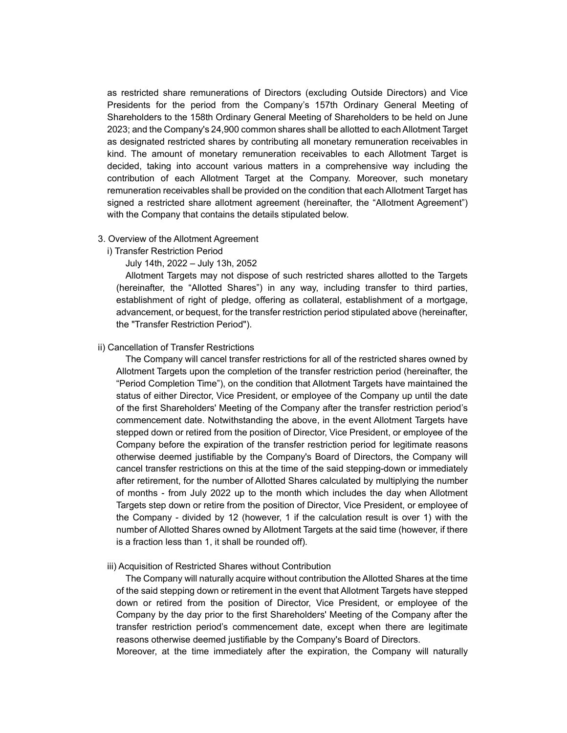as restricted share remunerations of Directors (excluding Outside Directors) and Vice Presidents for the period from the Company's 157th Ordinary General Meeting of Shareholders to the 158th Ordinary General Meeting of Shareholders to be held on June 2023; and the Company's 24,900 common shares shall be allotted to each Allotment Target as designated restricted shares by contributing all monetary remuneration receivables in kind. The amount of monetary remuneration receivables to each Allotment Target is decided, taking into account various matters in a comprehensive way including the contribution of each Allotment Target at the Company. Moreover, such monetary remuneration receivables shall be provided on the condition that each Allotment Target has signed a restricted share allotment agreement (hereinafter, the "Allotment Agreement") with the Company that contains the details stipulated below.

3. Overview of the Allotment Agreement

i) Transfer Restriction Period

July 14th, 2022 – July 13h, 2052

Allotment Targets may not dispose of such restricted shares allotted to the Targets (hereinafter, the "Allotted Shares") in any way, including transfer to third parties, establishment of right of pledge, offering as collateral, establishment of a mortgage, advancement, or bequest, for the transfer restriction period stipulated above (hereinafter, the "Transfer Restriction Period").

ii) Cancellation of Transfer Restrictions

The Company will cancel transfer restrictions for all of the restricted shares owned by Allotment Targets upon the completion of the transfer restriction period (hereinafter, the "Period Completion Time"), on the condition that Allotment Targets have maintained the status of either Director, Vice President, or employee of the Company up until the date of the first Shareholders' Meeting of the Company after the transfer restriction period's commencement date. Notwithstanding the above, in the event Allotment Targets have stepped down or retired from the position of Director, Vice President, or employee of the Company before the expiration of the transfer restriction period for legitimate reasons otherwise deemed justifiable by the Company's Board of Directors, the Company will cancel transfer restrictions on this at the time of the said stepping-down or immediately after retirement, for the number of Allotted Shares calculated by multiplying the number of months - from July 2022 up to the month which includes the day when Allotment Targets step down or retire from the position of Director, Vice President, or employee of the Company - divided by 12 (however, 1 if the calculation result is over 1) with the number of Allotted Shares owned by Allotment Targets at the said time (however, if there is a fraction less than 1, it shall be rounded off).

iii) Acquisition of Restricted Shares without Contribution

The Company will naturally acquire without contribution the Allotted Shares at the time of the said stepping down or retirement in the event that Allotment Targets have stepped down or retired from the position of Director, Vice President, or employee of the Company by the day prior to the first Shareholders' Meeting of the Company after the transfer restriction period's commencement date, except when there are legitimate reasons otherwise deemed justifiable by the Company's Board of Directors.

Moreover, at the time immediately after the expiration, the Company will naturally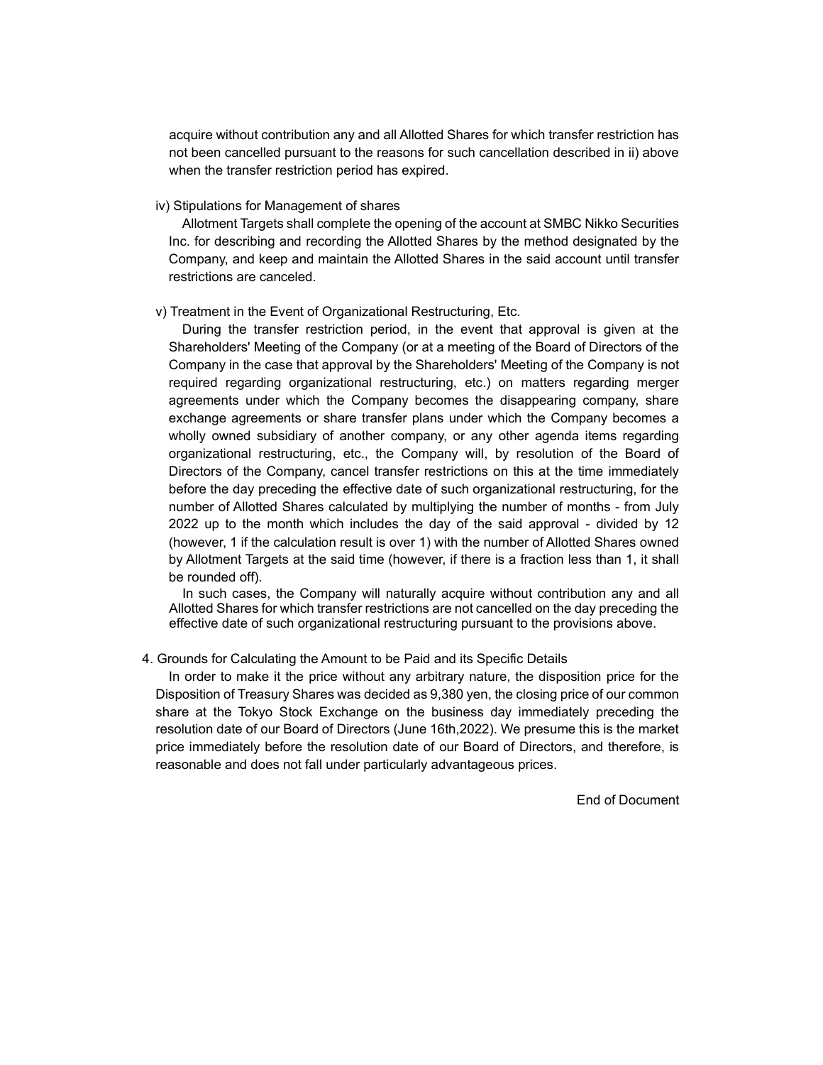acquire without contribution any and all Allotted Shares for which transfer restriction has not been cancelled pursuant to the reasons for such cancellation described in ii) above when the transfer restriction period has expired.

iv) Stipulations for Management of shares

Allotment Targets shall complete the opening of the account at SMBC Nikko Securities Inc. for describing and recording the Allotted Shares by the method designated by the Company, and keep and maintain the Allotted Shares in the said account until transfer restrictions are canceled.

v) Treatment in the Event of Organizational Restructuring, Etc.

During the transfer restriction period, in the event that approval is given at the Shareholders' Meeting of the Company (or at a meeting of the Board of Directors of the Company in the case that approval by the Shareholders' Meeting of the Company is not required regarding organizational restructuring, etc.) on matters regarding merger agreements under which the Company becomes the disappearing company, share exchange agreements or share transfer plans under which the Company becomes a wholly owned subsidiary of another company, or any other agenda items regarding organizational restructuring, etc., the Company will, by resolution of the Board of Directors of the Company, cancel transfer restrictions on this at the time immediately before the day preceding the effective date of such organizational restructuring, for the number of Allotted Shares calculated by multiplying the number of months - from July 2022 up to the month which includes the day of the said approval - divided by 12 (however, 1 if the calculation result is over 1) with the number of Allotted Shares owned by Allotment Targets at the said time (however, if there is a fraction less than 1, it shall be rounded off).

In such cases, the Company will naturally acquire without contribution any and all Allotted Shares for which transfer restrictions are not cancelled on the day preceding the effective date of such organizational restructuring pursuant to the provisions above.

4. Grounds for Calculating the Amount to be Paid and its Specific Details

In order to make it the price without any arbitrary nature, the disposition price for the Disposition of Treasury Shares was decided as 9,380 yen, the closing price of our common share at the Tokyo Stock Exchange on the business day immediately preceding the resolution date of our Board of Directors (June 16th,2022). We presume this is the market price immediately before the resolution date of our Board of Directors, and therefore, is reasonable and does not fall under particularly advantageous prices.

End of Document